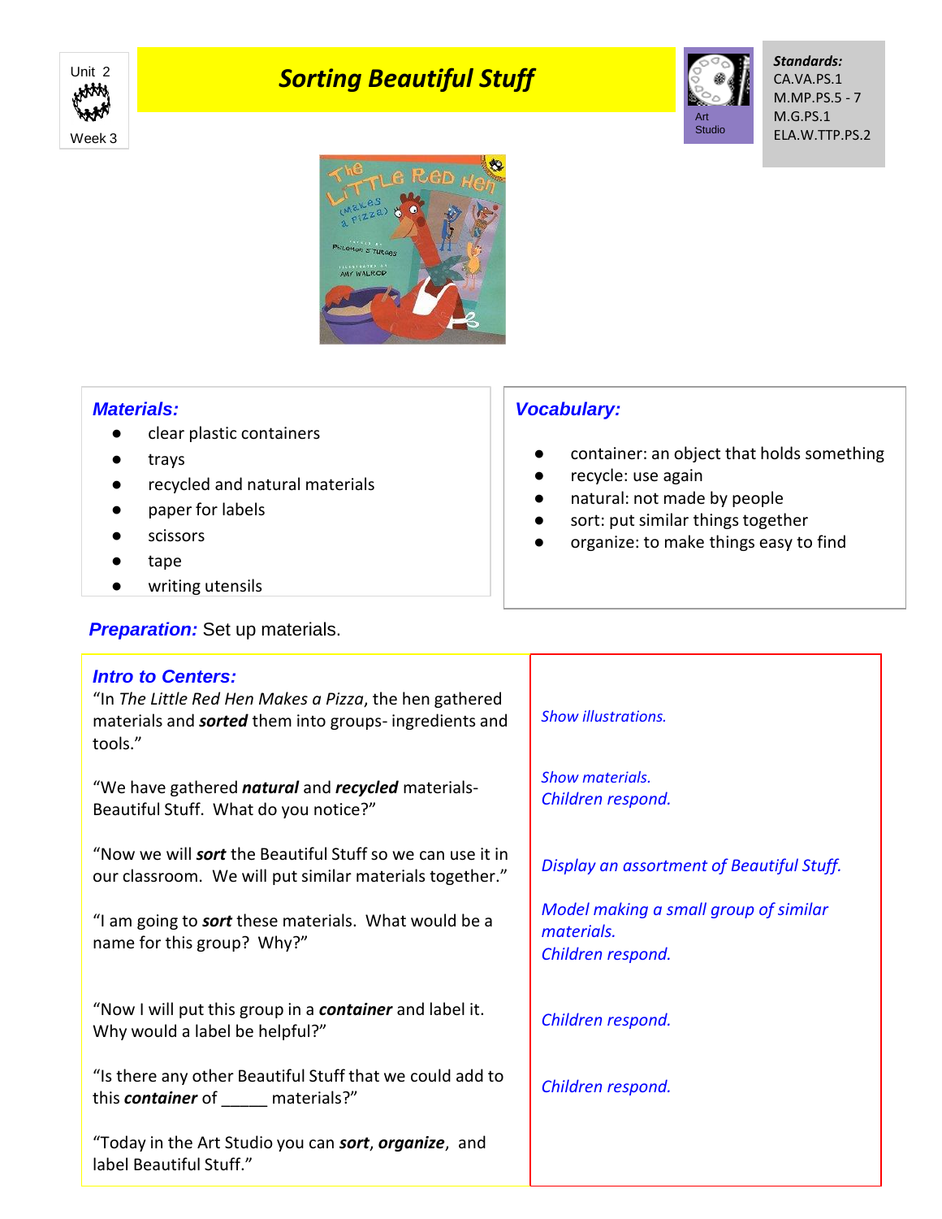Unit 2

Week 3

# *Sorting Beautiful Stuff*

Art Studio

***Standards:***
CA.VA.PS.1
M.MP.PS.5 - 7
M.G.PS.1
ELA.W.TTP.PS.2

## *Materials:*

- clear plastic containers
- trays
- recycled and natural materials
- paper for labels
- scissors
- tape
- writing utensils

## *Vocabulary:*

- container: an object that holds something
- recycle: use again
- natural: not made by people
- sort: put similar things together
- organize: to make things easy to find

***Preparation:*** Set up materials.

## *Intro to Centers:*

| | |
|---|---|
| "In *The Little Red Hen Makes a Pizza*, the hen gathered materials and ***sorted*** them into groups- ingredients and tools." | *Show illustrations.* |
| "We have gathered ***natural*** and ***recycled*** materials- Beautiful Stuff. What do you notice?" | *Show materials.* *Children respond.* |
| "Now we will ***sort*** the Beautiful Stuff so we can use it in our classroom. We will put similar materials together." | *Display an assortment of Beautiful Stuff.* |
| "I am going to ***sort*** these materials. What would be a name for this group? Why?" | *Model making a small group of similar materials.* *Children respond.* |
| "Now I will put this group in a ***container*** and label it. Why would a label be helpful?" | *Children respond.* |
| "Is there any other Beautiful Stuff that we could add to this ***container*** of _____ materials?" | *Children respond.* |
| "Today in the Art Studio you can ***sort***, ***organize***, and label Beautiful Stuff." | |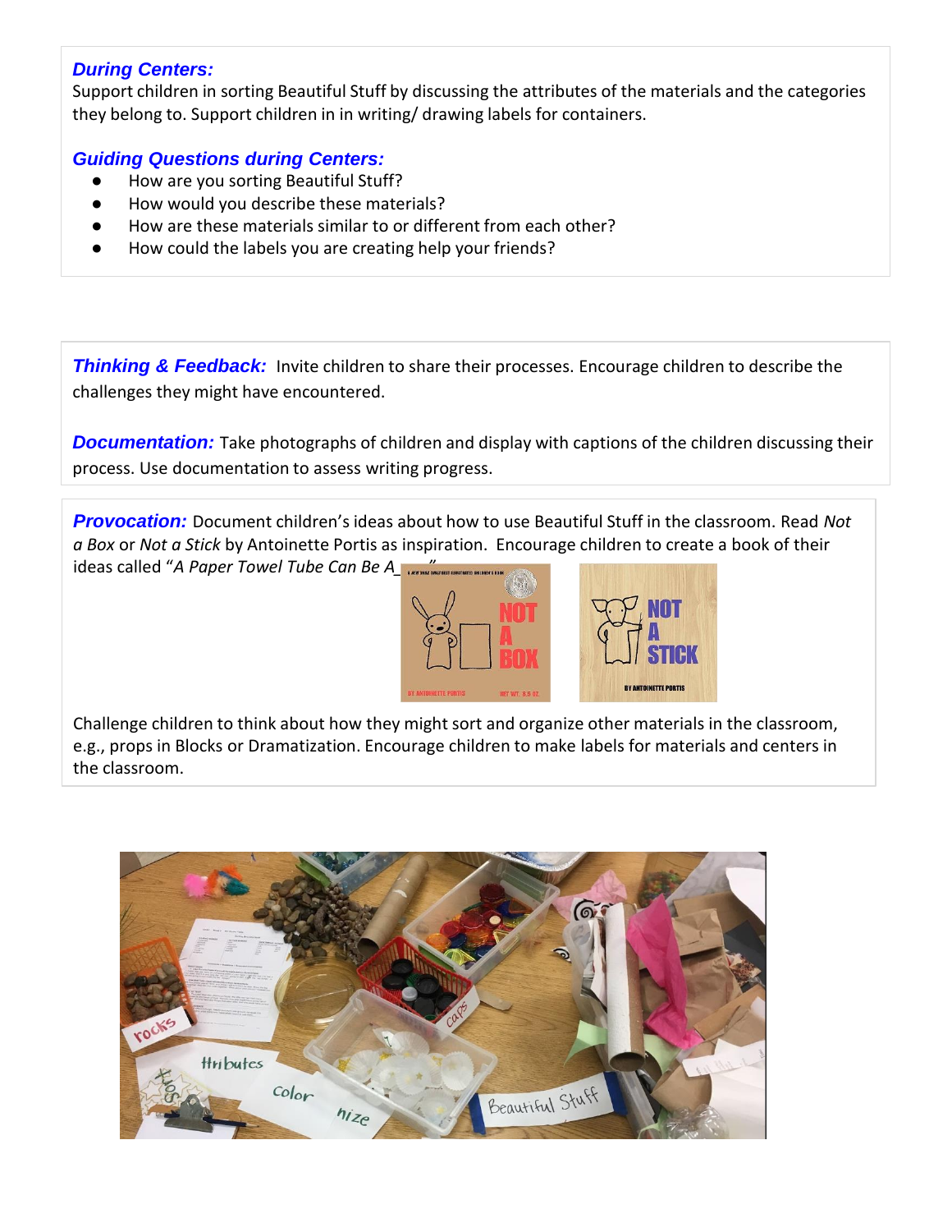***During Centers:***
Support children in sorting Beautiful Stuff by discussing the attributes of the materials and the categories they belong to. Support children in in writing/ drawing labels for containers.

***Guiding Questions during Centers:***

- How are you sorting Beautiful Stuff?
- How would you describe these materials?
- How are these materials similar to or different from each other?
- How could the labels you are creating help your friends?

***Thinking & Feedback:*** Invite children to share their processes. Encourage children to describe the challenges they might have encountered.

***Documentation:*** Take photographs of children and display with captions of the children discussing their process. Use documentation to assess writing progress.

***Provocation:*** Document children's ideas about how to use Beautiful Stuff in the classroom. Read *Not a Box* or *Not a Stick* by Antoinette Portis as inspiration. Encourage children to create a book of their ideas called "*A Paper Towel Tube Can Be A\_\_\_\_\_.*"

Challenge children to think about how they might sort and organize other materials in the classroom, e.g., props in Blocks or Dramatization. Encourage children to make labels for materials and centers in the classroom.